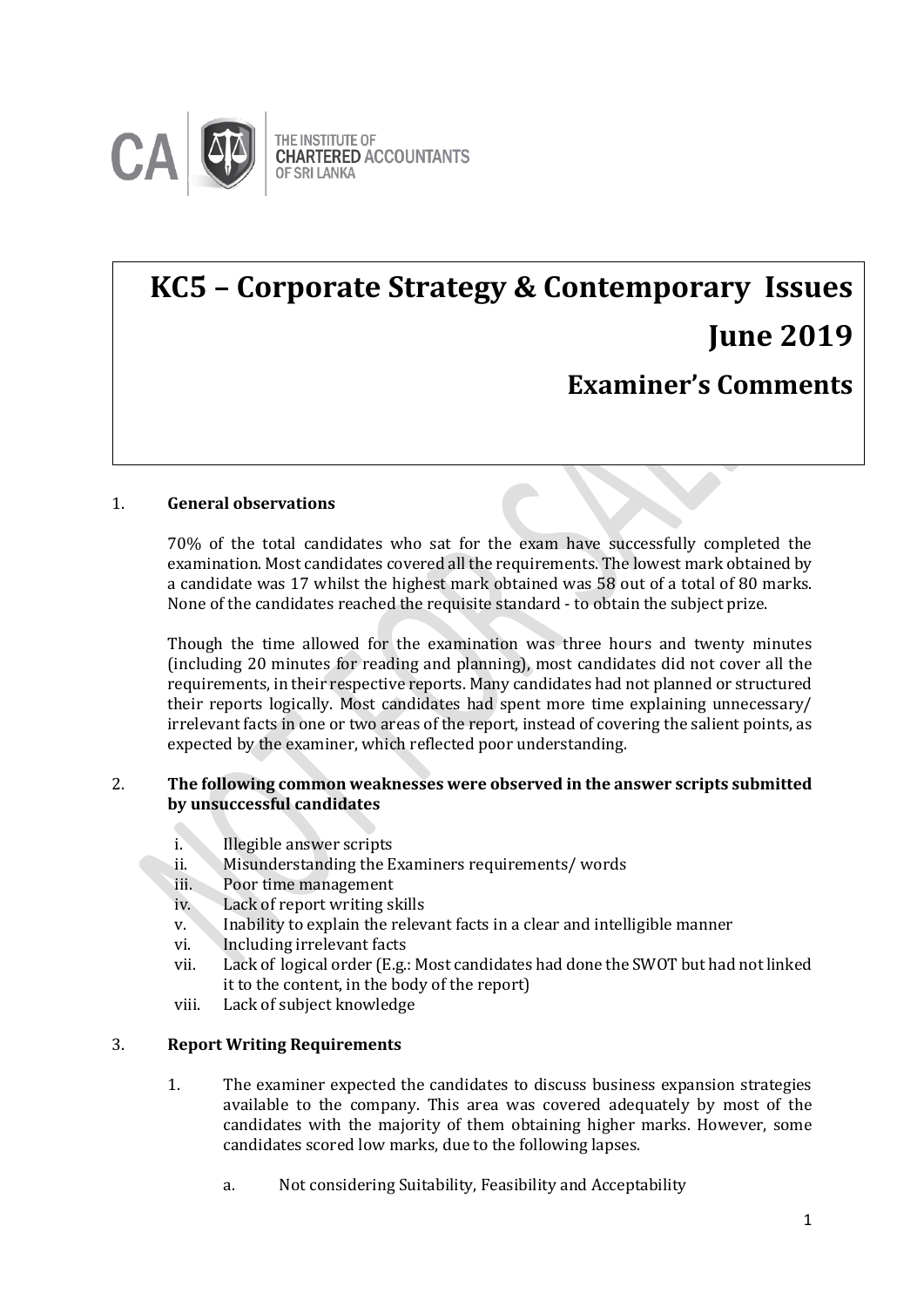THE INSTITUTE OF CHARTERED ACCOUNTANTS OF SRI LANKA

# KC5 – Corporate Strategy & Contemporary Issues

# June 2019

## Examiner's Comments

1. **General observations**

   70% of the total candidates who sat for the exam have successfully completed the examination. Most candidates covered all the requirements. The lowest mark obtained by a candidate was 17 whilst the highest mark obtained was 58 out of a total of 80 marks. None of the candidates reached the requisite standard - to obtain the subject prize.

   Though the time allowed for the examination was three hours and twenty minutes (including 20 minutes for reading and planning), most candidates did not cover all the requirements, in their respective reports. Many candidates had not planned or structured their reports logically. Most candidates had spent more time explaining unnecessary/ irrelevant facts in one or two areas of the report, instead of covering the salient points, as expected by the examiner, which reflected poor understanding.

2. **The following common weaknesses were observed in the answer scripts submitted by unsuccessful candidates**

   i. Illegible answer scripts
   ii. Misunderstanding the Examiners requirements/ words
   iii. Poor time management
   iv. Lack of report writing skills
   v. Inability to explain the relevant facts in a clear and intelligible manner
   vi. Including irrelevant facts
   vii. Lack of logical order (E.g.: Most candidates had done the SWOT but had not linked it to the content, in the body of the report)
   viii. Lack of subject knowledge

3. **Report Writing Requirements**

   1. The examiner expected the candidates to discuss business expansion strategies available to the company. This area was covered adequately by most of the candidates with the majority of them obtaining higher marks. However, some candidates scored low marks, due to the following lapses.

      a. Not considering Suitability, Feasibility and Acceptability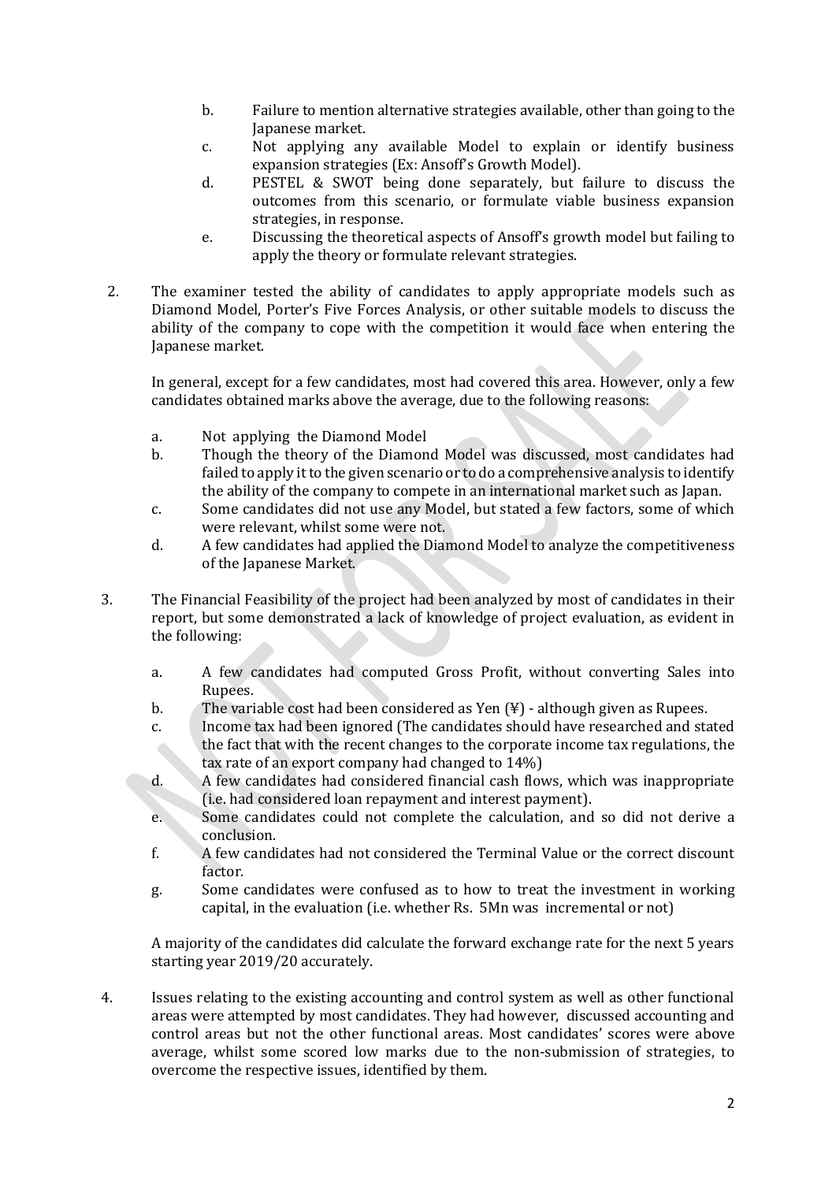b. Failure to mention alternative strategies available, other than going to the Japanese market.

c. Not applying any available Model to explain or identify business expansion strategies (Ex: Ansoff's Growth Model).

d. PESTEL & SWOT being done separately, but failure to discuss the outcomes from this scenario, or formulate viable business expansion strategies, in response.

e. Discussing the theoretical aspects of Ansoff's growth model but failing to apply the theory or formulate relevant strategies.

2. The examiner tested the ability of candidates to apply appropriate models such as Diamond Model, Porter's Five Forces Analysis, or other suitable models to discuss the ability of the company to cope with the competition it would face when entering the Japanese market.

   In general, except for a few candidates, most had covered this area. However, only a few candidates obtained marks above the average, due to the following reasons:

   a. Not applying the Diamond Model
   
   b. Though the theory of the Diamond Model was discussed, most candidates had failed to apply it to the given scenario or to do a comprehensive analysis to identify the ability of the company to compete in an international market such as Japan.
   
   c. Some candidates did not use any Model, but stated a few factors, some of which were relevant, whilst some were not.
   
   d. A few candidates had applied the Diamond Model to analyze the competitiveness of the Japanese Market.

3. The Financial Feasibility of the project had been analyzed by most of candidates in their report, but some demonstrated a lack of knowledge of project evaluation, as evident in the following:

   a. A few candidates had computed Gross Profit, without converting Sales into Rupees.
   
   b. The variable cost had been considered as Yen (¥) - although given as Rupees.
   
   c. Income tax had been ignored (The candidates should have researched and stated the fact that with the recent changes to the corporate income tax regulations, the tax rate of an export company had changed to 14%)
   
   d. A few candidates had considered financial cash flows, which was inappropriate (i.e. had considered loan repayment and interest payment).
   
   e. Some candidates could not complete the calculation, and so did not derive a conclusion.
   
   f. A few candidates had not considered the Terminal Value or the correct discount factor.
   
   g. Some candidates were confused as to how to treat the investment in working capital, in the evaluation (i.e. whether Rs. 5Mn was incremental or not)

   A majority of the candidates did calculate the forward exchange rate for the next 5 years starting year 2019/20 accurately.

4. Issues relating to the existing accounting and control system as well as other functional areas were attempted by most candidates. They had however, discussed accounting and control areas but not the other functional areas. Most candidates' scores were above average, whilst some scored low marks due to the non-submission of strategies, to overcome the respective issues, identified by them.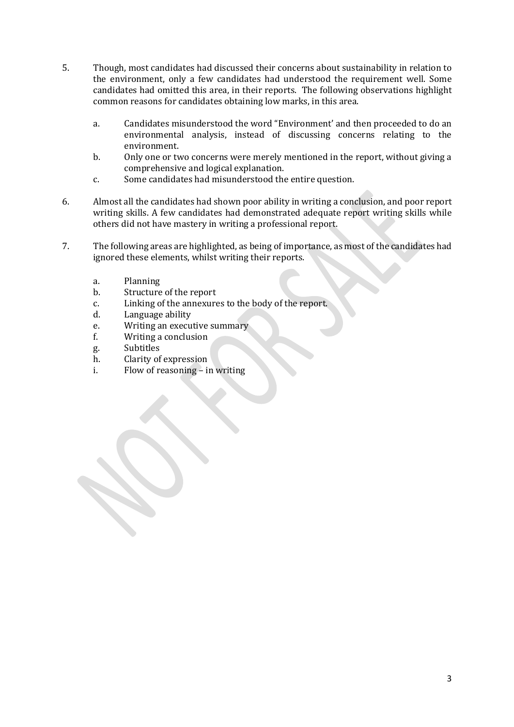5. Though, most candidates had discussed their concerns about sustainability in relation to the environment, only a few candidates had understood the requirement well. Some candidates had omitted this area, in their reports. The following observations highlight common reasons for candidates obtaining low marks, in this area.

   a. Candidates misunderstood the word "Environment' and then proceeded to do an environmental analysis, instead of discussing concerns relating to the environment.
   b. Only one or two concerns were merely mentioned in the report, without giving a comprehensive and logical explanation.
   c. Some candidates had misunderstood the entire question.

6. Almost all the candidates had shown poor ability in writing a conclusion, and poor report writing skills. A few candidates had demonstrated adequate report writing skills while others did not have mastery in writing a professional report.

7. The following areas are highlighted, as being of importance, as most of the candidates had ignored these elements, whilst writing their reports.

   a. Planning
   b. Structure of the report
   c. Linking of the annexures to the body of the report.
   d. Language ability
   e. Writing an executive summary
   f. Writing a conclusion
   g. Subtitles
   h. Clarity of expression
   i. Flow of reasoning – in writing